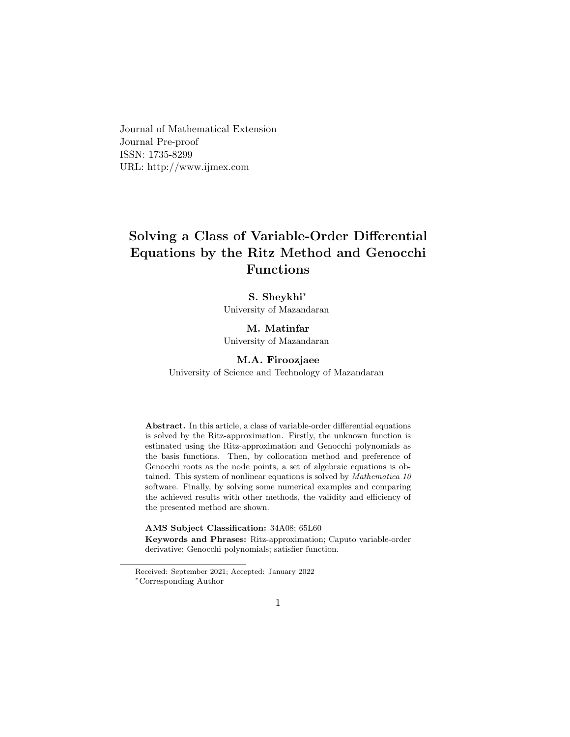Journal of Mathematical Extension
Journal Pre-proof
ISSN: 1735-8299
URL: http://www.ijmex.com

# Solving a Class of Variable-Order Differential Equations by the Ritz Method and Genocchi Functions

**S. Sheykhi***
University of Mazandaran

**M. Matinfar**
University of Mazandaran

**M.A. Firoozjaee**
University of Science and Technology of Mazandaran

**Abstract.** In this article, a class of variable-order differential equations is solved by the Ritz-approximation. Firstly, the unknown function is estimated using the Ritz-approximation and Genocchi polynomials as the basis functions. Then, by collocation method and preference of Genocchi roots as the node points, a set of algebraic equations is obtained. This system of nonlinear equations is solved by *Mathematica 10* software. Finally, by solving some numerical examples and comparing the achieved results with other methods, the validity and efficiency of the presented method are shown.

**AMS Subject Classification:** 34A08; 65L60

**Keywords and Phrases:** Ritz-approximation; Caputo variable-order derivative; Genocchi polynomials; satisfier function.

Received: September 2021; Accepted: January 2022

*Corresponding Author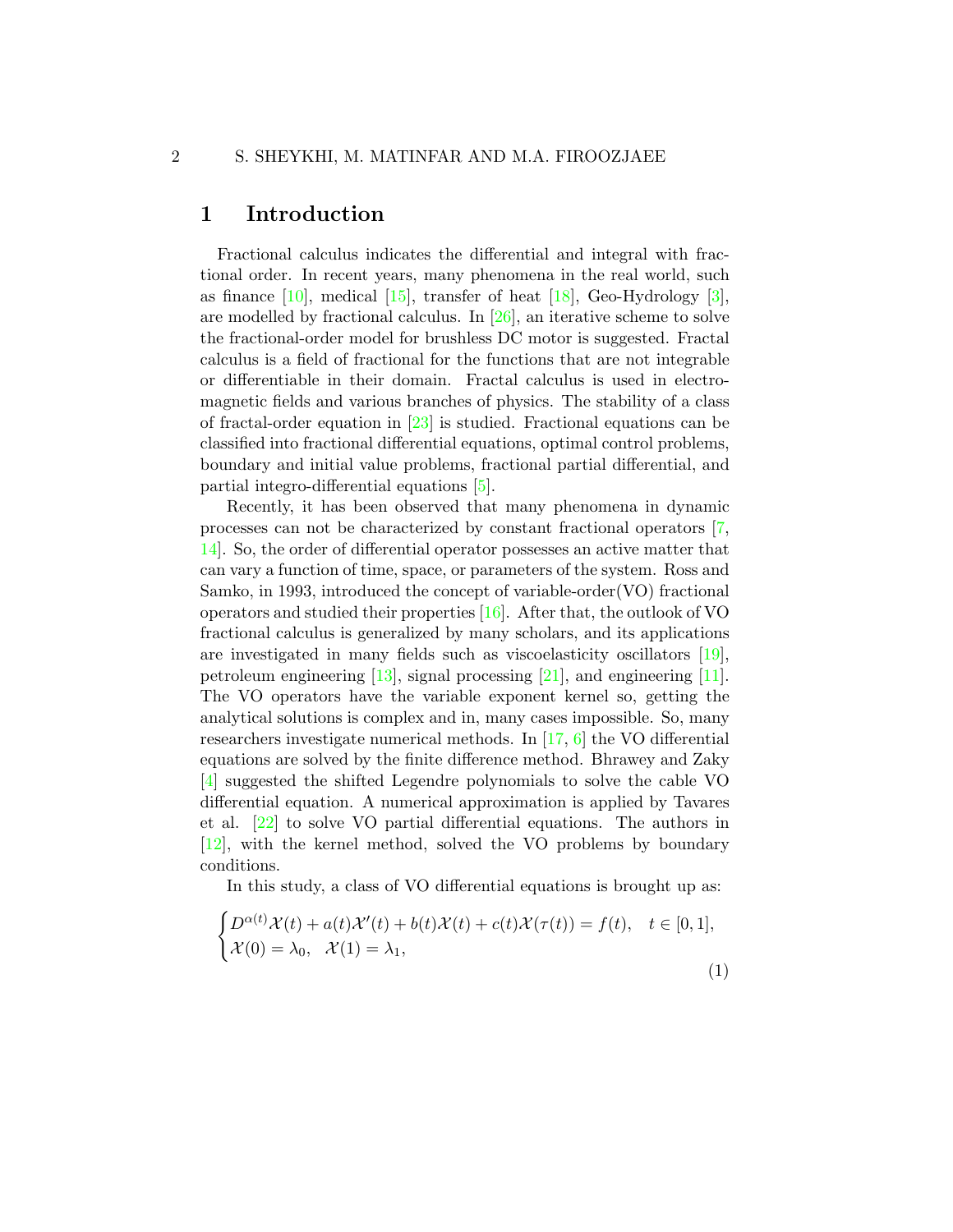# 1 Introduction

Fractional calculus indicates the differential and integral with fractional order. In recent years, many phenomena in the real world, such as finance [10], medical [15], transfer of heat [18], Geo-Hydrology [3], are modelled by fractional calculus. In [26], an iterative scheme to solve the fractional-order model for brushless DC motor is suggested. Fractal calculus is a field of fractional for the functions that are not integrable or differentiable in their domain. Fractal calculus is used in electromagnetic fields and various branches of physics. The stability of a class of fractal-order equation in [23] is studied. Fractional equations can be classified into fractional differential equations, optimal control problems, boundary and initial value problems, fractional partial differential, and partial integro-differential equations [5].

Recently, it has been observed that many phenomena in dynamic processes can not be characterized by constant fractional operators [7, 14]. So, the order of differential operator possesses an active matter that can vary a function of time, space, or parameters of the system. Ross and Samko, in 1993, introduced the concept of variable-order(VO) fractional operators and studied their properties [16]. After that, the outlook of VO fractional calculus is generalized by many scholars, and its applications are investigated in many fields such as viscoelasticity oscillators [19], petroleum engineering [13], signal processing [21], and engineering [11]. The VO operators have the variable exponent kernel so, getting the analytical solutions is complex and in, many cases impossible. So, many researchers investigate numerical methods. In [17, 6] the VO differential equations are solved by the finite difference method. Bhrawey and Zaky [4] suggested the shifted Legendre polynomials to solve the cable VO differential equation. A numerical approximation is applied by Tavares et al. [22] to solve VO partial differential equations. The authors in [12], with the kernel method, solved the VO problems by boundary conditions.

In this study, a class of VO differential equations is brought up as:

$$\begin{cases} D^{\alpha(t)}\mathcal{X}(t) + a(t)\mathcal{X}'(t) + b(t)\mathcal{X}(t) + c(t)\mathcal{X}(\tau(t)) = f(t), \quad t \in [0,1], \\ \mathcal{X}(0) = \lambda_0, \quad \mathcal{X}(1) = \lambda_1, \end{cases} \tag{1}$$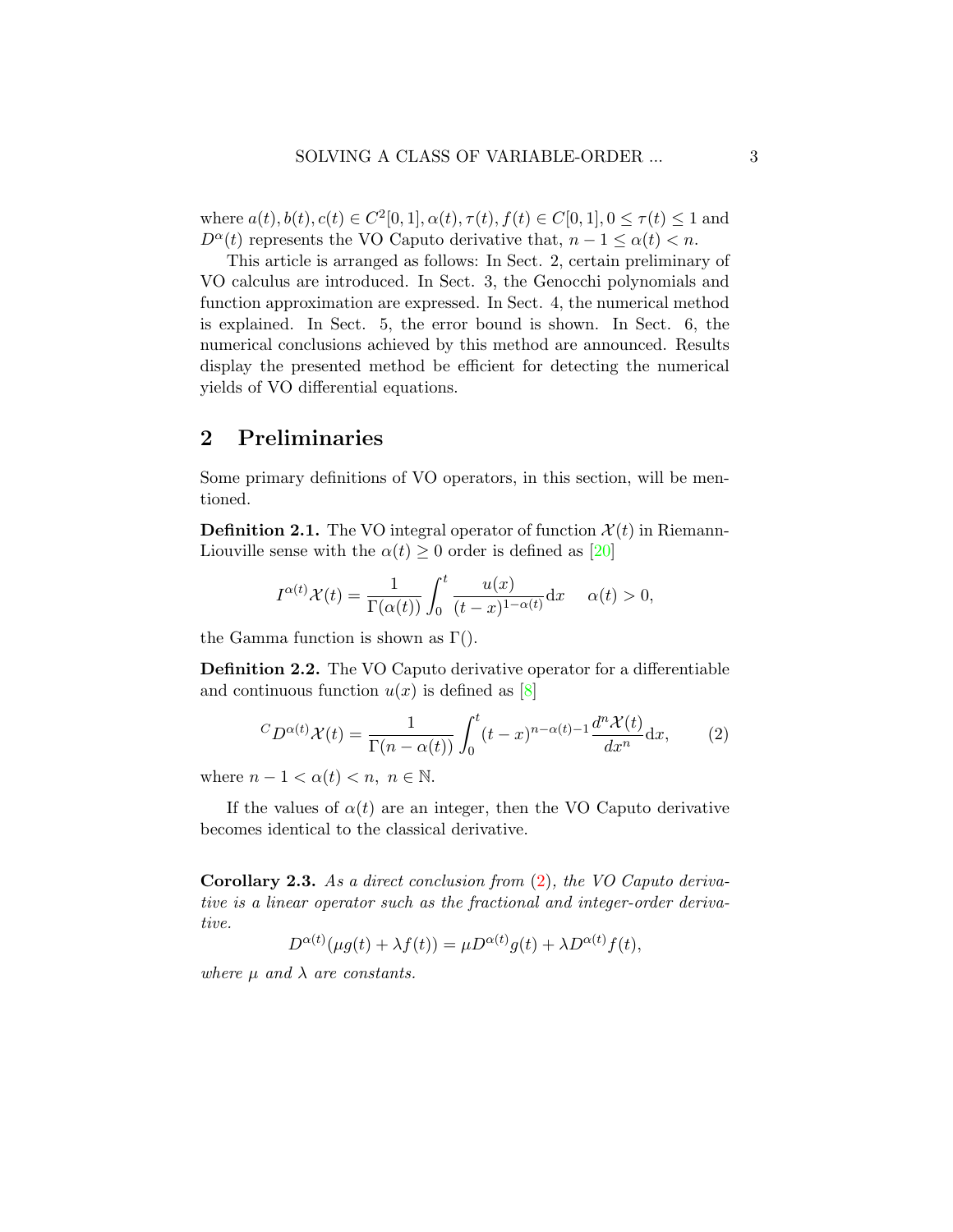where $a(t), b(t), c(t) \in C^2[0,1], \alpha(t), \tau(t), f(t) \in C[0,1], 0 \leq \tau(t) \leq 1$ and $D^\alpha(t)$ represents the VO Caputo derivative that, $n-1 \leq \alpha(t) < n$.

This article is arranged as follows: In Sect. 2, certain preliminary of VO calculus are introduced. In Sect. 3, the Genocchi polynomials and function approximation are expressed. In Sect. 4, the numerical method is explained. In Sect. 5, the error bound is shown. In Sect. 6, the numerical conclusions achieved by this method are announced. Results display the presented method be efficient for detecting the numerical yields of VO differential equations.

## 2 Preliminaries

Some primary definitions of VO operators, in this section, will be mentioned.

**Definition 2.1.** The VO integral operator of function $\mathcal{X}(t)$ in Riemann-Liouville sense with the $\alpha(t) \geq 0$ order is defined as [20]

$$I^{\alpha(t)}\mathcal{X}(t) = \frac{1}{\Gamma(\alpha(t))}\int_0^t \frac{u(x)}{(t-x)^{1-\alpha(t)}}\mathrm{d}x \qquad \alpha(t) > 0,$$

the Gamma function is shown as $\Gamma()$.

**Definition 2.2.** The VO Caputo derivative operator for a differentiable and continuous function $u(x)$ is defined as [8]

$$^{C}D^{\alpha(t)}\mathcal{X}(t) = \frac{1}{\Gamma(n-\alpha(t))}\int_0^t (t-x)^{n-\alpha(t)-1}\frac{d^n\mathcal{X}(t)}{dx^n}\mathrm{d}x, \tag{2}$$

where $n-1 < \alpha(t) < n, \ n \in \mathbb{N}$.

If the values of $\alpha(t)$ are an integer, then the VO Caputo derivative becomes identical to the classical derivative.

**Corollary 2.3.** *As a direct conclusion from (2), the VO Caputo derivative is a linear operator such as the fractional and integer-order derivative.*

$$D^{\alpha(t)}(\mu g(t) + \lambda f(t)) = \mu D^{\alpha(t)}g(t) + \lambda D^{\alpha(t)}f(t),$$

*where $\mu$ and $\lambda$ are constants.*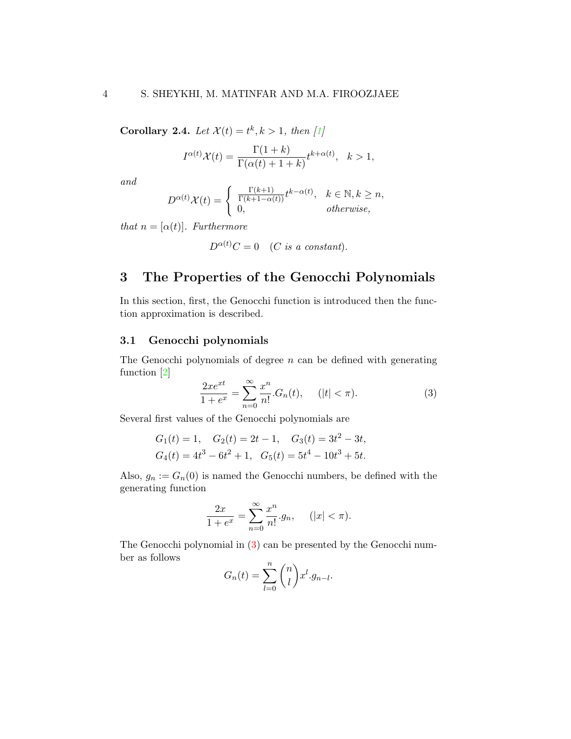**Corollary 2.4.** *Let $\mathcal{X}(t) = t^k, k > 1$, then [1]*

$$I^{\alpha(t)}\mathcal{X}(t) = \frac{\Gamma(1+k)}{\Gamma(\alpha(t)+1+k)} t^{k+\alpha(t)}, \quad k > 1,$$

*and*

$$D^{\alpha(t)}\mathcal{X}(t) = \begin{cases} \frac{\Gamma(k+1)}{\Gamma(k+1-\alpha(t))} t^{k-\alpha(t)}, & k \in \mathbb{N}, k \geq n, \\ 0, & \textit{otherwise}, \end{cases}$$

*that $n = [\alpha(t)]$. Furthermore*

$$D^{\alpha(t)} C = 0 \quad (C \textit{ is a constant}).$$

# 3 The Properties of the Genocchi Polynomials

In this section, first, the Genocchi function is introduced then the function approximation is described.

## 3.1 Genocchi polynomials

The Genocchi polynomials of degree $n$ can be defined with generating function [2]

$$\frac{2xe^{xt}}{1+e^x} = \sum_{n=0}^{\infty} \frac{x^n}{n!}.G_n(t), \quad (|t| < \pi). \tag{3}$$

Several first values of the Genocchi polynomials are

$$G_1(t) = 1, \quad G_2(t) = 2t - 1, \quad G_3(t) = 3t^2 - 3t,$$
$$G_4(t) = 4t^3 - 6t^2 + 1, \quad G_5(t) = 5t^4 - 10t^3 + 5t.$$

Also, $g_n := G_n(0)$ is named the Genocchi numbers, be defined with the generating function

$$\frac{2x}{1+e^x} = \sum_{n=0}^{\infty} \frac{x^n}{n!}.g_n, \quad (|x| < \pi).$$

The Genocchi polynomial in (3) can be presented by the Genocchi number as follows

$$G_n(t) = \sum_{l=0}^{n} \binom{n}{l} x^l.g_{n-l}.$$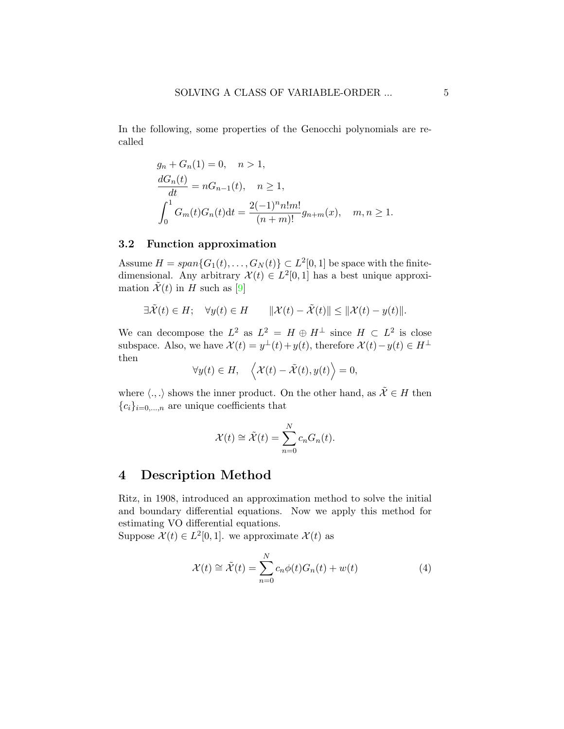In the following, some properties of the Genocchi polynomials are recalled

$$
\begin{aligned}
& g_n + G_n(1) = 0, \quad n > 1, \\
& \frac{dG_n(t)}{dt} = nG_{n-1}(t), \quad n \geq 1, \\
& \int_0^1 G_m(t)G_n(t)\mathrm{d}t = \frac{2(-1)^n n! m!}{(n+m)!} g_{n+m}(x), \quad m, n \geq 1.
\end{aligned}
$$

### 3.2 Function approximation

Assume $H = span\{G_1(t), \ldots, G_N(t)\} \subset L^2[0,1]$ be space with the finite-dimensional. Any arbitrary $\mathcal{X}(t) \in L^2[0,1]$ has a best unique approximation $\tilde{\mathcal{X}}(t)$ in $H$ such as [9]

$$
\exists \tilde{\mathcal{X}}(t) \in H; \quad \forall y(t) \in H \qquad \|\mathcal{X}(t) - \tilde{\mathcal{X}}(t)\| \leq \|\mathcal{X}(t) - y(t)\|.
$$

We can decompose the $L^2$ as $L^2 = H \oplus H^{\perp}$ since $H \subset L^2$ is close subspace. Also, we have $\mathcal{X}(t) = y^{\perp}(t) + y(t)$, therefore $\mathcal{X}(t) - y(t) \in H^{\perp}$ then

$$
\forall y(t) \in H, \quad \left\langle \mathcal{X}(t) - \tilde{\mathcal{X}}(t), y(t) \right\rangle = 0,
$$

where $\langle ., . \rangle$ shows the inner product. On the other hand, as $\tilde{\mathcal{X}} \in H$ then $\{c_i\}_{i=0,\ldots,n}$ are unique coefficients that

$$
\mathcal{X}(t) \cong \tilde{\mathcal{X}}(t) = \sum_{n=0}^{N} c_n G_n(t).
$$

# 4 Description Method

Ritz, in 1908, introduced an approximation method to solve the initial and boundary differential equations. Now we apply this method for estimating VO differential equations.
Suppose $\mathcal{X}(t) \in L^2[0,1]$. we approximate $\mathcal{X}(t)$ as

$$
\mathcal{X}(t) \cong \tilde{\mathcal{X}}(t) = \sum_{n=0}^{N} c_n \phi(t) G_n(t) + w(t) \tag{4}
$$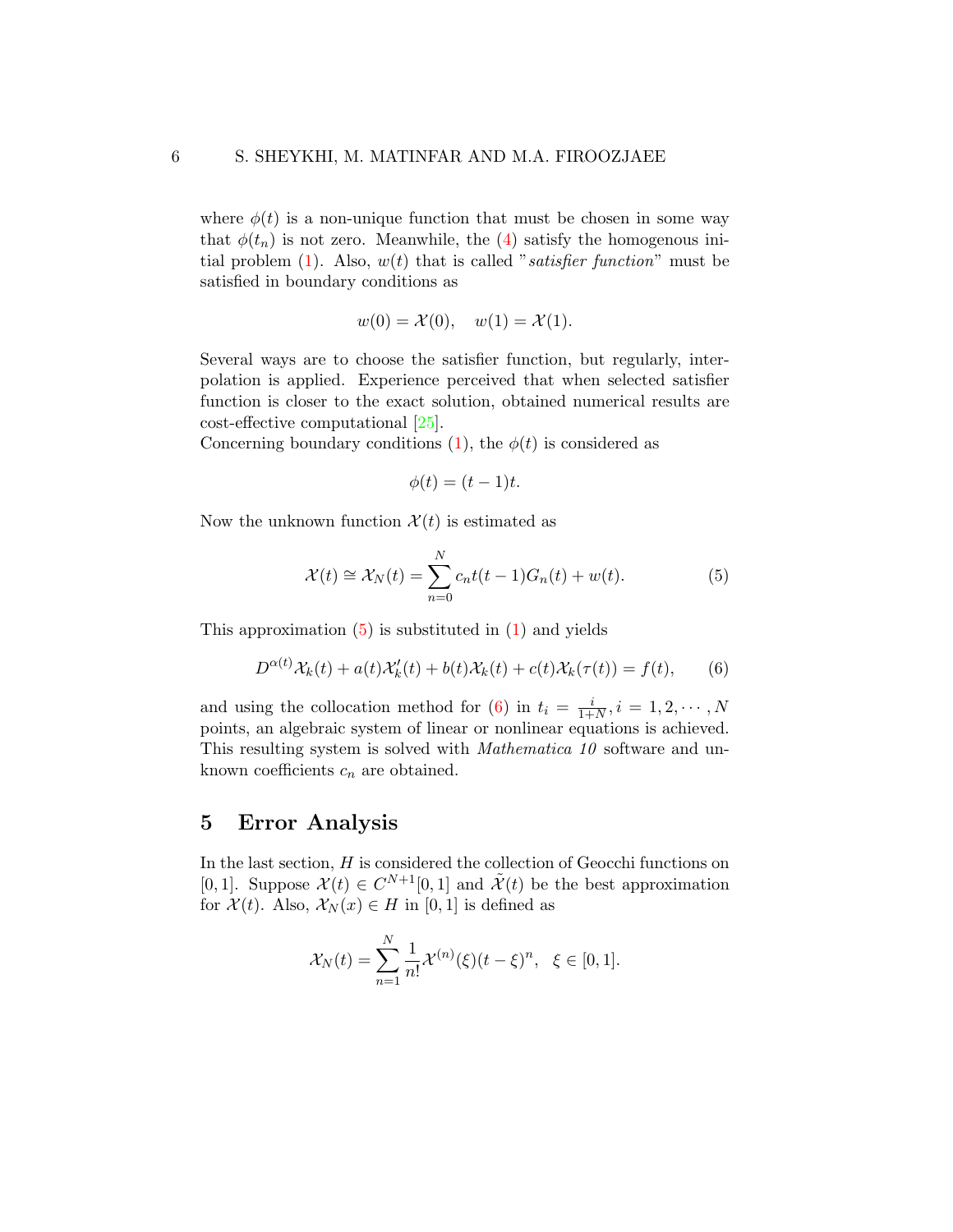where $\phi(t)$ is a non-unique function that must be chosen in some way that $\phi(t_n)$ is not zero. Meanwhile, the (4) satisfy the homogenous initial problem (1). Also, $w(t)$ that is called "*satisfier function*" must be satisfied in boundary conditions as

$$w(0) = \mathcal{X}(0), \quad w(1) = \mathcal{X}(1).$$

Several ways are to choose the satisfier function, but regularly, interpolation is applied. Experience perceived that when selected satisfier function is closer to the exact solution, obtained numerical results are cost-effective computational [25].
Concerning boundary conditions (1), the $\phi(t)$ is considered as

$$\phi(t) = (t-1)t.$$

Now the unknown function $\mathcal{X}(t)$ is estimated as

$$\mathcal{X}(t) \cong \mathcal{X}_N(t) = \sum_{n=0}^{N} c_n t(t-1)G_n(t) + w(t). \tag{5}$$

This approximation (5) is substituted in (1) and yields

$$D^{\alpha(t)}\mathcal{X}_k(t) + a(t)\mathcal{X}_k'(t) + b(t)\mathcal{X}_k(t) + c(t)\mathcal{X}_k(\tau(t)) = f(t), \tag{6}$$

and using the collocation method for (6) in $t_i = \frac{i}{1+N}, i = 1, 2, \cdots, N$ points, an algebraic system of linear or nonlinear equations is achieved. This resulting system is solved with *Mathematica 10* software and unknown coefficients $c_n$ are obtained.

## 5 Error Analysis

In the last section, $H$ is considered the collection of Geocchi functions on $[0, 1]$. Suppose $\mathcal{X}(t) \in C^{N+1}[0, 1]$ and $\tilde{\mathcal{X}}(t)$ be the best approximation for $\mathcal{X}(t)$. Also, $\mathcal{X}_N(x) \in H$ in $[0, 1]$ is defined as

$$\mathcal{X}_N(t) = \sum_{n=1}^{N} \frac{1}{n!}\mathcal{X}^{(n)}(\xi)(t-\xi)^n, \quad \xi \in [0, 1].$$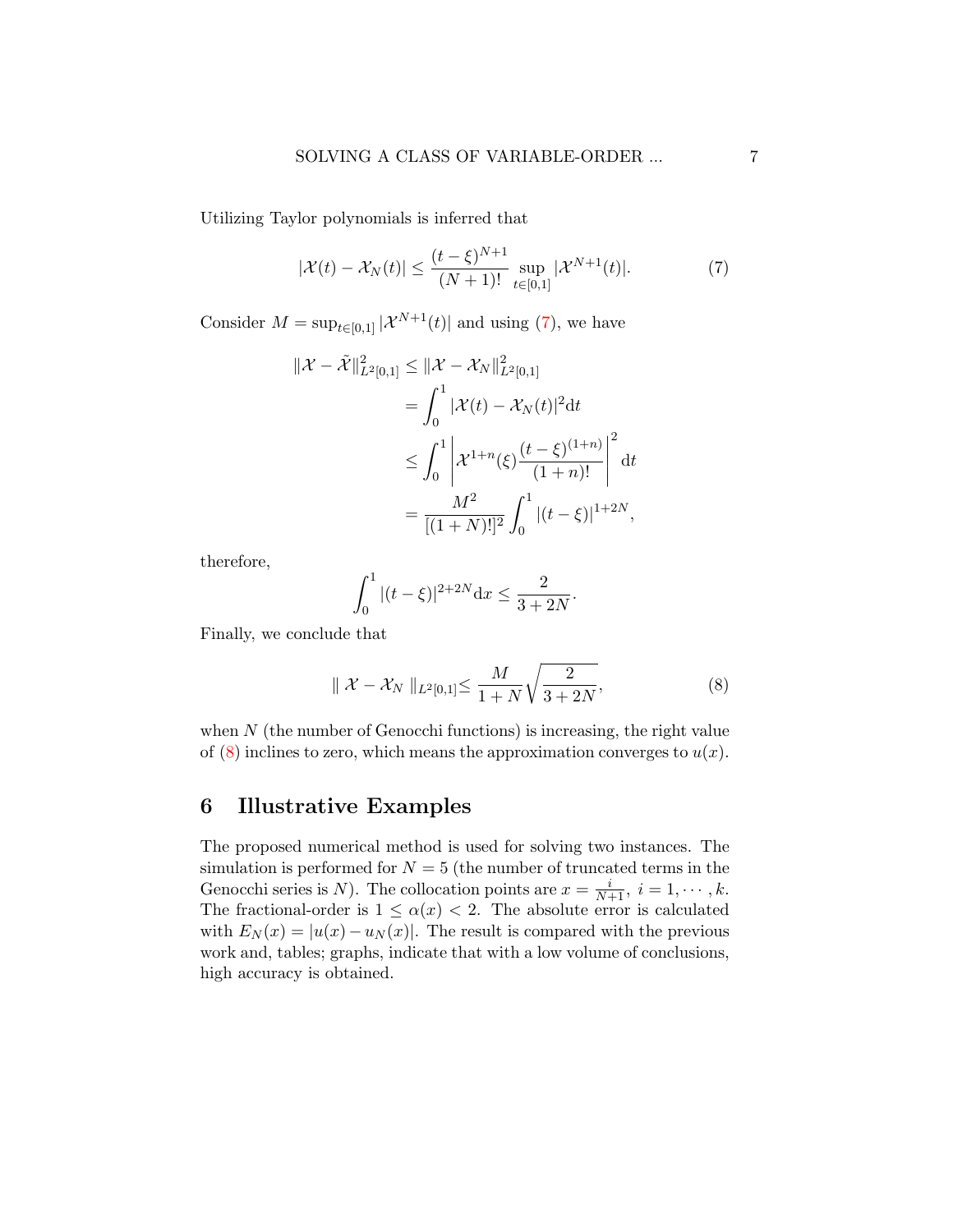Utilizing Taylor polynomials is inferred that

$$
|\mathcal{X}(t) - \mathcal{X}_N(t)| \leq \frac{(t-\xi)^{N+1}}{(N+1)!} \sup_{t\in[0,1]} |\mathcal{X}^{N+1}(t)|. \tag{7}
$$

Consider $M = \sup_{t\in[0,1]} |\mathcal{X}^{N+1}(t)|$ and using (7), we have

$$
\begin{aligned}
\|\mathcal{X} - \tilde{\mathcal{X}}\|^2_{L^2[0,1]} &\leq \|\mathcal{X} - \mathcal{X}_N\|^2_{L^2[0,1]} \\
&= \int_0^1 |\mathcal{X}(t) - \mathcal{X}_N(t)|^2 \mathrm{d}t \\
&\leq \int_0^1 \left| \mathcal{X}^{1+n}(\xi) \frac{(t-\xi)^{(1+n)}}{(1+n)!} \right|^2 \mathrm{d}t \\
&= \frac{M^2}{[(1+N)!]^2} \int_0^1 |(t-\xi)|^{1+2N},
\end{aligned}
$$

therefore,

$$
\int_0^1 |(t-\xi)|^{2+2N} \mathrm{d}x \leq \frac{2}{3+2N}.
$$

Finally, we conclude that

$$
\| \mathcal{X} - \mathcal{X}_N \|_{L^2[0,1]} \leq \frac{M}{1+N} \sqrt{\frac{2}{3+2N}}, \tag{8}
$$

when $N$ (the number of Genocchi functions) is increasing, the right value of (8) inclines to zero, which means the approximation converges to $u(x)$.

## 6 Illustrative Examples

The proposed numerical method is used for solving two instances. The simulation is performed for $N = 5$ (the number of truncated terms in the Genocchi series is $N$). The collocation points are $x = \frac{i}{N+1},\ i = 1, \cdots, k$. The fractional-order is $1 \leq \alpha(x) < 2$. The absolute error is calculated with $E_N(x) = |u(x) - u_N(x)|$. The result is compared with the previous work and, tables; graphs, indicate that with a low volume of conclusions, high accuracy is obtained.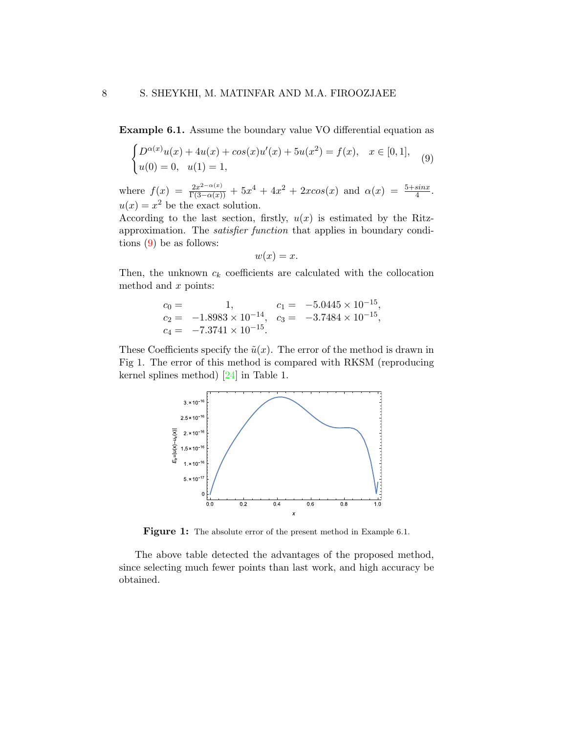**Example 6.1.** Assume the boundary value VO differential equation as

$$\begin{cases} D^{\alpha(x)}u(x) + 4u(x) + cos(x)u'(x) + 5u(x^2) = f(x), & x \in [0,1], \\ u(0) = 0, \quad u(1) = 1, \end{cases} \tag{9}$$

where $f(x) = \frac{2x^{2-\alpha(x)}}{\Gamma(3-\alpha(x))} + 5x^4 + 4x^2 + 2xcos(x)$ and $\alpha(x) = \frac{5+sinx}{4}$. $u(x) = x^2$ be the exact solution.

According to the last section, firstly, $u(x)$ is estimated by the Ritz-approximation. The *satisfier function* that applies in boundary conditions (9) be as follows:

$$w(x) = x.$$

Then, the unknown $c_k$ coefficients are calculated with the collocation method and $x$ points:

$$\begin{array}{llll} c_0 = & 1, & c_1 = & -5.0445 \times 10^{-15}, \\ c_2 = & -1.8983 \times 10^{-14}, & c_3 = & -3.7484 \times 10^{-15}, \\ c_4 = & -7.3741 \times 10^{-15}. & & \end{array}$$

These Coefficients specify the $\tilde{u}(x)$. The error of the method is drawn in Fig 1. The error of this method is compared with RKSM (reproducing kernel splines method) [24] in Table 1.

**Figure 1:** The absolute error of the present method in Example 6.1.

The above table detected the advantages of the proposed method, since selecting much fewer points than last work, and high accuracy be obtained.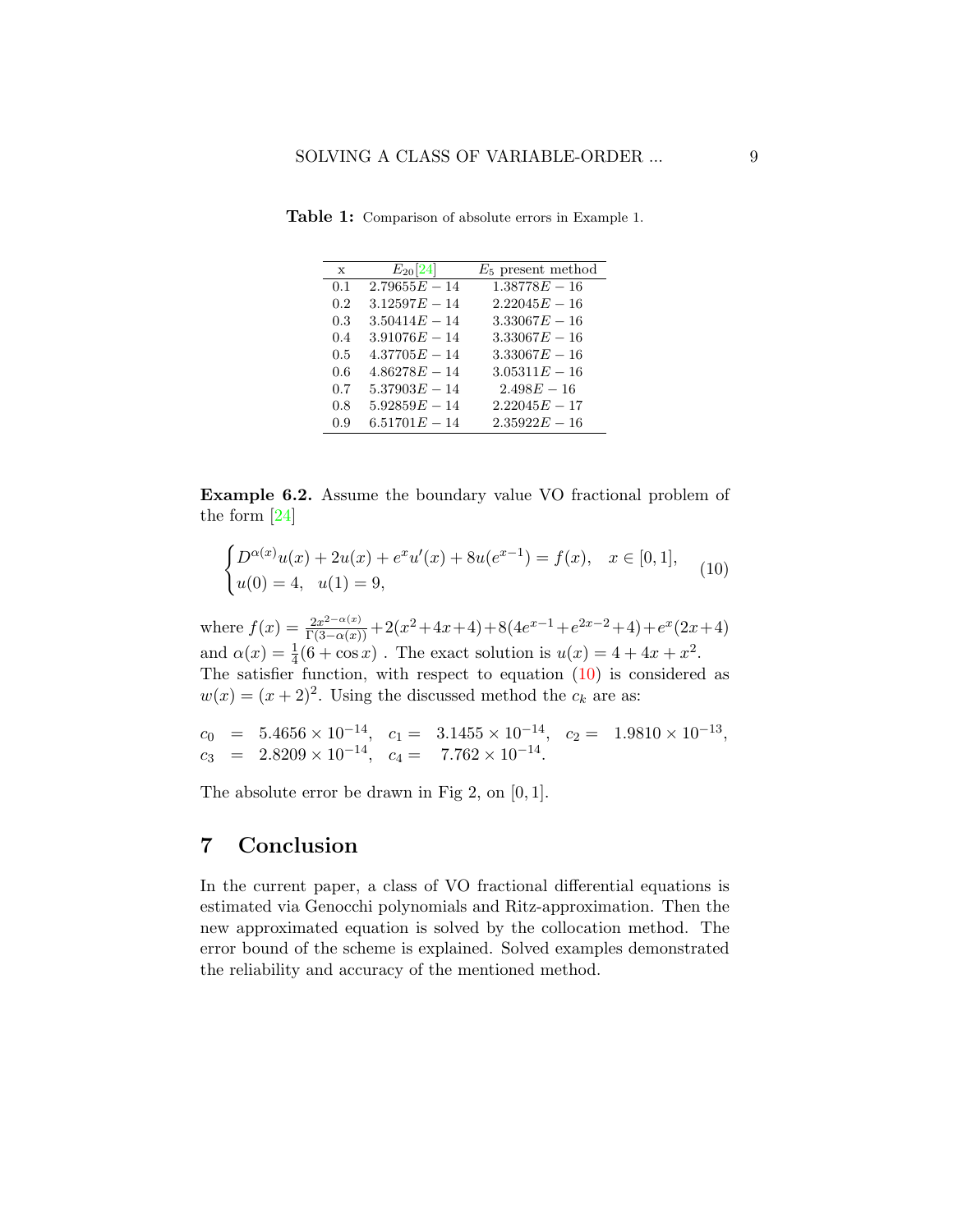**Table 1:** Comparison of absolute errors in Example 1.

| x | $E_{20}$[24] | $E_5$ present method |
|---|---|---|
| 0.1 | $2.79655E-14$ | $1.38778E-16$ |
| 0.2 | $3.12597E-14$ | $2.22045E-16$ |
| 0.3 | $3.50414E-14$ | $3.33067E-16$ |
| 0.4 | $3.91076E-14$ | $3.33067E-16$ |
| 0.5 | $4.37705E-14$ | $3.33067E-16$ |
| 0.6 | $4.86278E-14$ | $3.05311E-16$ |
| 0.7 | $5.37903E-14$ | $2.498E-16$ |
| 0.8 | $5.92859E-14$ | $2.22045E-17$ |
| 0.9 | $6.51701E-14$ | $2.35922E-16$ |

**Example 6.2.** Assume the boundary value VO fractional problem of the form [24]

$$\begin{cases} D^{\alpha(x)}u(x) + 2u(x) + e^x u'(x) + 8u(e^{x-1}) = f(x), & x \in [0,1], \\ u(0) = 4, \quad u(1) = 9, \end{cases} \tag{10}$$

where $f(x) = \frac{2x^{2-\alpha(x)}}{\Gamma(3-\alpha(x))} + 2(x^2+4x+4) + 8(4e^{x-1} + e^{2x-2} + 4) + e^x(2x+4)$ and $\alpha(x) = \frac{1}{4}(6 + \cos x)$ . The exact solution is $u(x) = 4 + 4x + x^2$. The satisfier function, with respect to equation (10) is considered as $w(x) = (x+2)^2$. Using the discussed method the $c_k$ are as:

$$c_0 = 5.4656 \times 10^{-14}, \quad c_1 = 3.1455 \times 10^{-14}, \quad c_2 = 1.9810 \times 10^{-13},$$
$$c_3 = 2.8209 \times 10^{-14}, \quad c_4 = 7.762 \times 10^{-14}.$$

The absolute error be drawn in Fig 2, on $[0,1]$.

## 7 Conclusion

In the current paper, a class of VO fractional differential equations is estimated via Genocchi polynomials and Ritz-approximation. Then the new approximated equation is solved by the collocation method. The error bound of the scheme is explained. Solved examples demonstrated the reliability and accuracy of the mentioned method.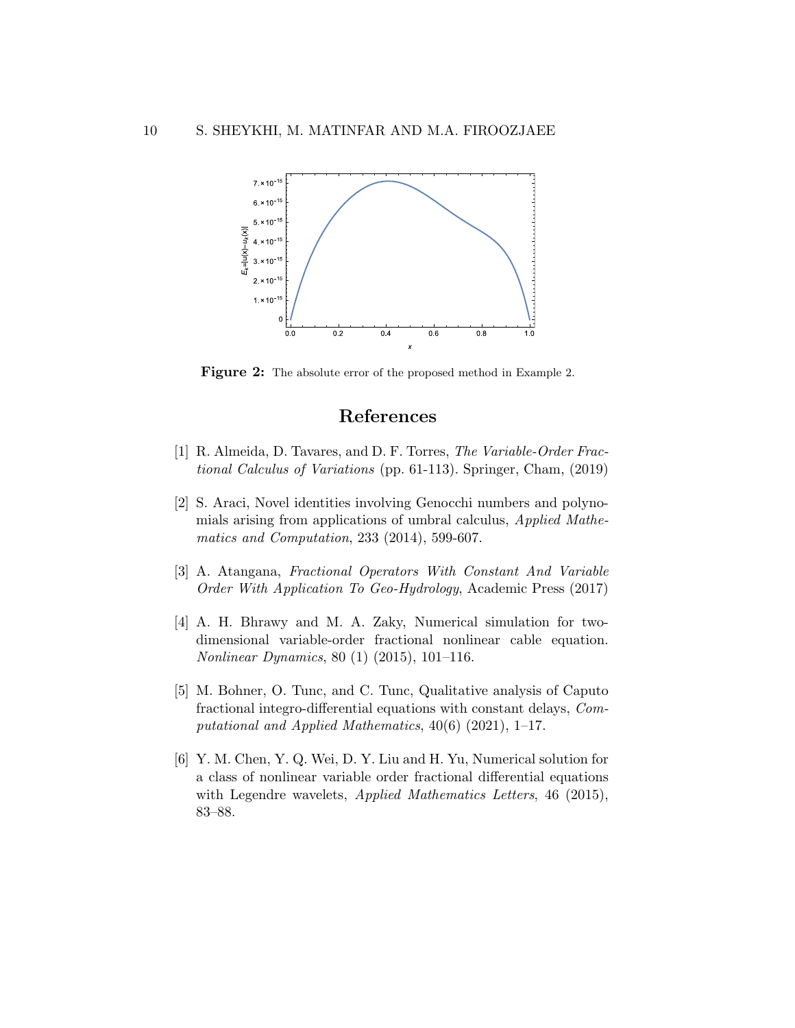**Figure 2:** The absolute error of the proposed method in Example 2.

## References

[1] R. Almeida, D. Tavares, and D. F. Torres, *The Variable-Order Fractional Calculus of Variations* (pp. 61-113). Springer, Cham, (2019)

[2] S. Araci, Novel identities involving Genocchi numbers and polynomials arising from applications of umbral calculus, *Applied Mathematics and Computation*, 233 (2014), 599-607.

[3] A. Atangana, *Fractional Operators With Constant And Variable Order With Application To Geo-Hydrology*, Academic Press (2017)

[4] A. H. Bhrawy and M. A. Zaky, Numerical simulation for two-dimensional variable-order fractional nonlinear cable equation. *Nonlinear Dynamics*, 80 (1) (2015), 101–116.

[5] M. Bohner, O. Tunc, and C. Tunc, Qualitative analysis of Caputo fractional integro-differential equations with constant delays, *Computational and Applied Mathematics*, 40(6) (2021), 1–17.

[6] Y. M. Chen, Y. Q. Wei, D. Y. Liu and H. Yu, Numerical solution for a class of nonlinear variable order fractional differential equations with Legendre wavelets, *Applied Mathematics Letters*, 46 (2015), 83–88.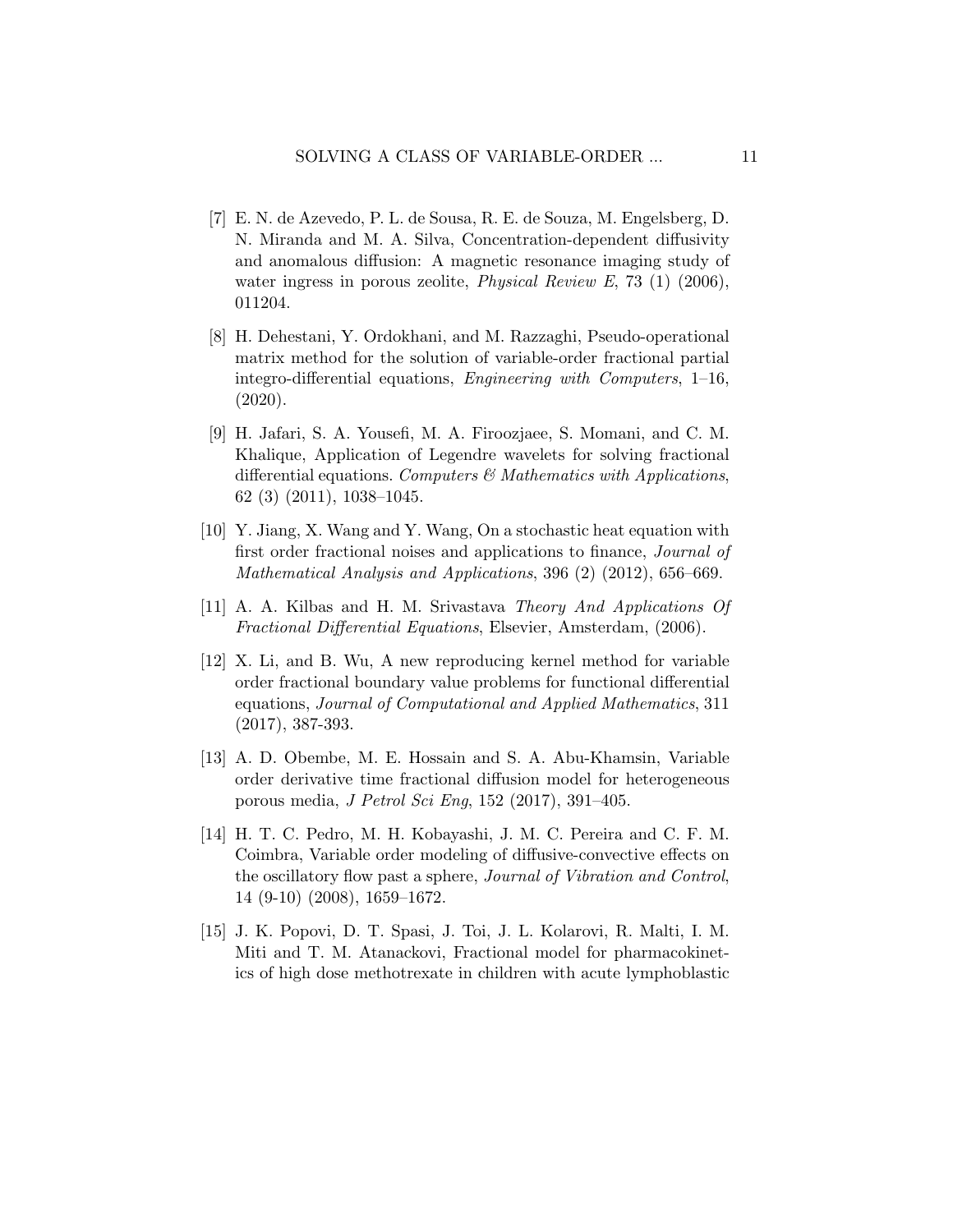[7] E. N. de Azevedo, P. L. de Sousa, R. E. de Souza, M. Engelsberg, D. N. Miranda and M. A. Silva, Concentration-dependent diffusivity and anomalous diffusion: A magnetic resonance imaging study of water ingress in porous zeolite, *Physical Review E*, 73 (1) (2006), 011204.

[8] H. Dehestani, Y. Ordokhani, and M. Razzaghi, Pseudo-operational matrix method for the solution of variable-order fractional partial integro-differential equations, *Engineering with Computers*, 1–16, (2020).

[9] H. Jafari, S. A. Yousefi, M. A. Firoozjaee, S. Momani, and C. M. Khalique, Application of Legendre wavelets for solving fractional differential equations. *Computers & Mathematics with Applications*, 62 (3) (2011), 1038–1045.

[10] Y. Jiang, X. Wang and Y. Wang, On a stochastic heat equation with first order fractional noises and applications to finance, *Journal of Mathematical Analysis and Applications*, 396 (2) (2012), 656–669.

[11] A. A. Kilbas and H. M. Srivastava *Theory And Applications Of Fractional Differential Equations*, Elsevier, Amsterdam, (2006).

[12] X. Li, and B. Wu, A new reproducing kernel method for variable order fractional boundary value problems for functional differential equations, *Journal of Computational and Applied Mathematics*, 311 (2017), 387-393.

[13] A. D. Obembe, M. E. Hossain and S. A. Abu-Khamsin, Variable order derivative time fractional diffusion model for heterogeneous porous media, *J Petrol Sci Eng*, 152 (2017), 391–405.

[14] H. T. C. Pedro, M. H. Kobayashi, J. M. C. Pereira and C. F. M. Coimbra, Variable order modeling of diffusive-convective effects on the oscillatory flow past a sphere, *Journal of Vibration and Control*, 14 (9-10) (2008), 1659–1672.

[15] J. K. Popovi, D. T. Spasi, J. Toi, J. L. Kolarovi, R. Malti, I. M. Miti and T. M. Atanackovi, Fractional model for pharmacokinetics of high dose methotrexate in children with acute lymphoblastic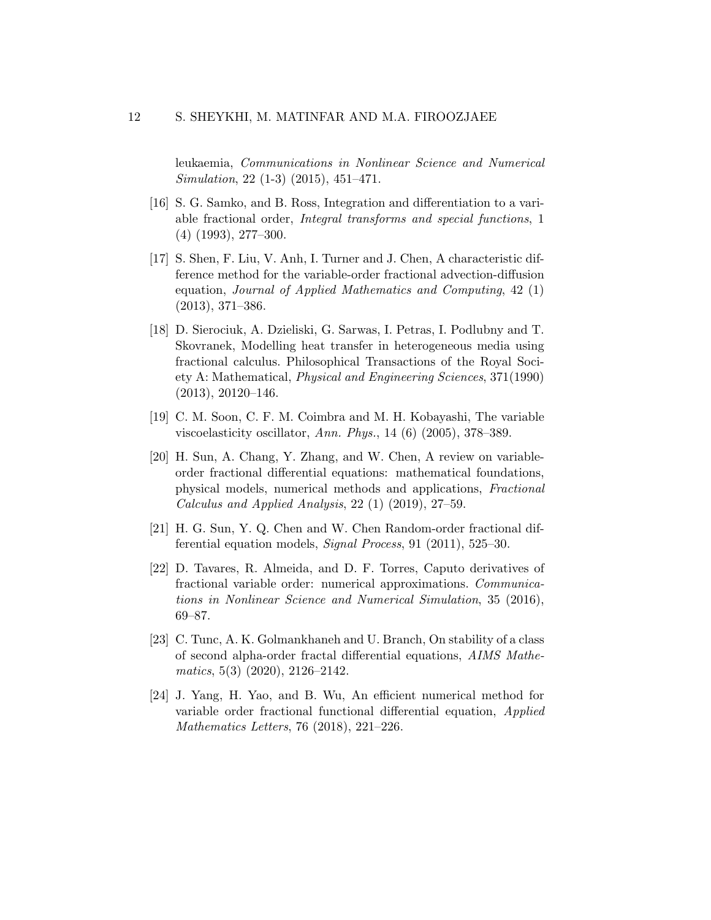leukaemia, *Communications in Nonlinear Science and Numerical Simulation*, 22 (1-3) (2015), 451–471.

[16] S. G. Samko, and B. Ross, Integration and differentiation to a variable fractional order, *Integral transforms and special functions*, 1 (4) (1993), 277–300.

[17] S. Shen, F. Liu, V. Anh, I. Turner and J. Chen, A characteristic difference method for the variable-order fractional advection-diffusion equation, *Journal of Applied Mathematics and Computing*, 42 (1) (2013), 371–386.

[18] D. Sierociuk, A. Dzieliski, G. Sarwas, I. Petras, I. Podlubny and T. Skovranek, Modelling heat transfer in heterogeneous media using fractional calculus. Philosophical Transactions of the Royal Society A: Mathematical, *Physical and Engineering Sciences*, 371(1990) (2013), 20120–146.

[19] C. M. Soon, C. F. M. Coimbra and M. H. Kobayashi, The variable viscoelasticity oscillator, *Ann. Phys.*, 14 (6) (2005), 378–389.

[20] H. Sun, A. Chang, Y. Zhang, and W. Chen, A review on variable-order fractional differential equations: mathematical foundations, physical models, numerical methods and applications, *Fractional Calculus and Applied Analysis*, 22 (1) (2019), 27–59.

[21] H. G. Sun, Y. Q. Chen and W. Chen Random-order fractional differential equation models, *Signal Process*, 91 (2011), 525–30.

[22] D. Tavares, R. Almeida, and D. F. Torres, Caputo derivatives of fractional variable order: numerical approximations. *Communications in Nonlinear Science and Numerical Simulation*, 35 (2016), 69–87.

[23] C. Tunc, A. K. Golmankhaneh and U. Branch, On stability of a class of second alpha-order fractal differential equations, *AIMS Mathematics*, 5(3) (2020), 2126–2142.

[24] J. Yang, H. Yao, and B. Wu, An efficient numerical method for variable order fractional functional differential equation, *Applied Mathematics Letters*, 76 (2018), 221–226.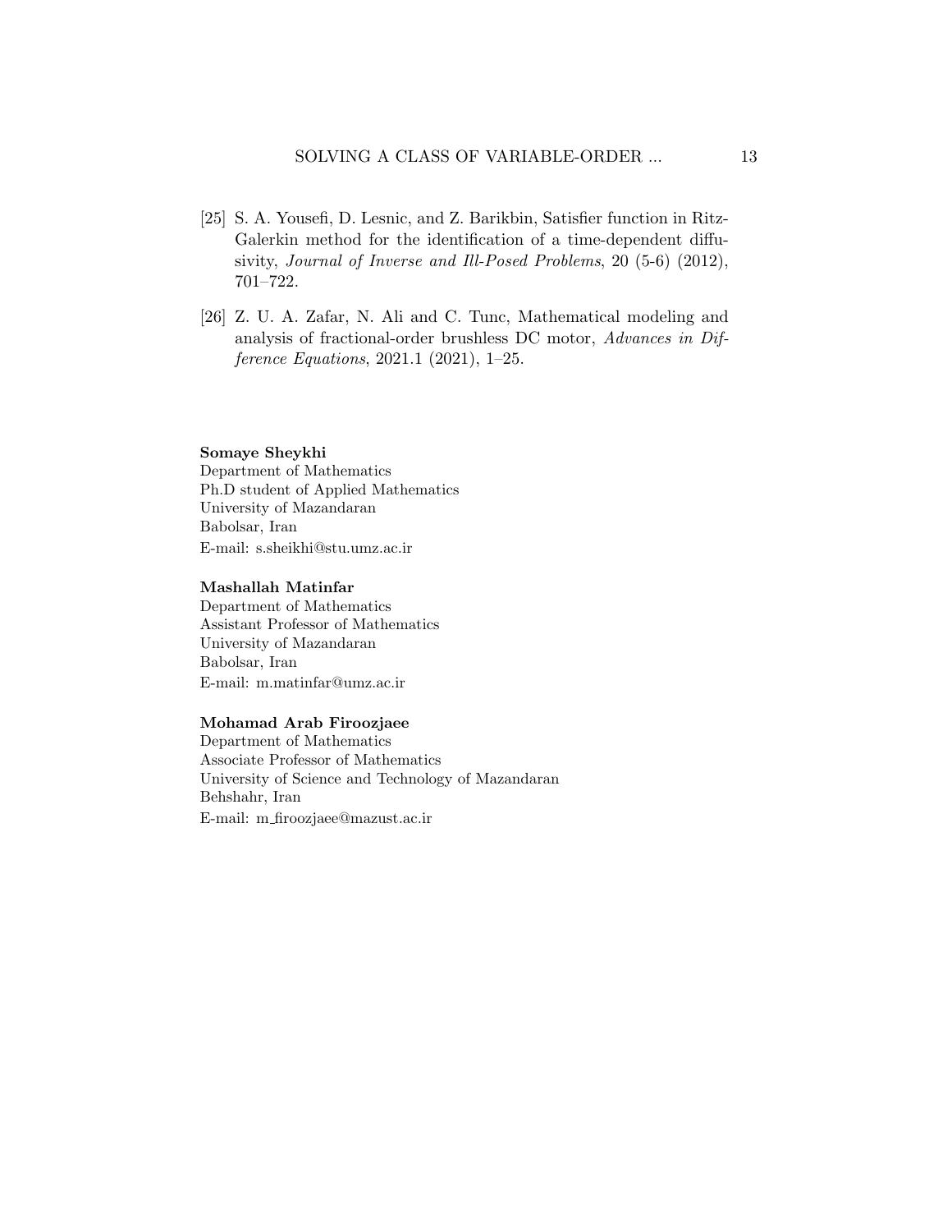[25] S. A. Yousefi, D. Lesnic, and Z. Barikbin, Satisfier function in Ritz-Galerkin method for the identification of a time-dependent diffusivity, *Journal of Inverse and Ill-Posed Problems*, 20 (5-6) (2012), 701–722.

[26] Z. U. A. Zafar, N. Ali and C. Tunc, Mathematical modeling and analysis of fractional-order brushless DC motor, *Advances in Difference Equations*, 2021.1 (2021), 1–25.

**Somaye Sheykhi**
Department of Mathematics
Ph.D student of Applied Mathematics
University of Mazandaran
Babolsar, Iran
E-mail: s.sheikhi@stu.umz.ac.ir

**Mashallah Matinfar**
Department of Mathematics
Assistant Professor of Mathematics
University of Mazandaran
Babolsar, Iran
E-mail: m.matinfar@umz.ac.ir

**Mohamad Arab Firoozjaee**
Department of Mathematics
Associate Professor of Mathematics
University of Science and Technology of Mazandaran
Behshahr, Iran
E-mail: m_firoozjaee@mazust.ac.ir